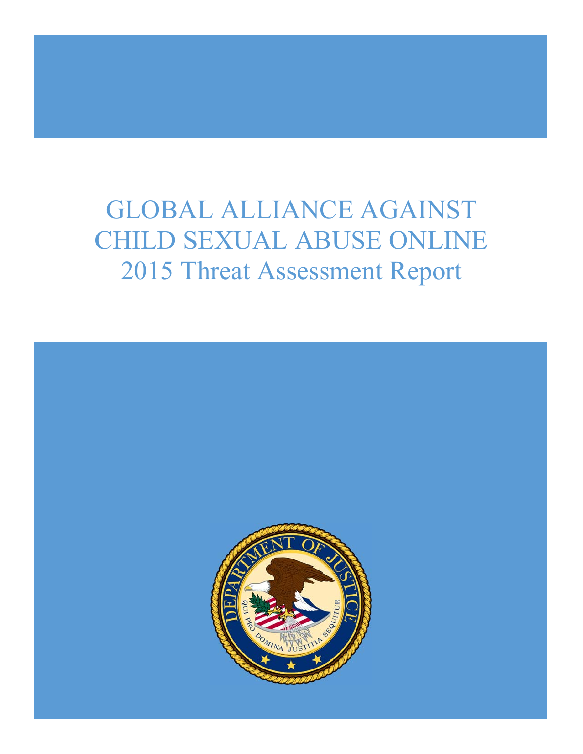# GLOBAL ALLIANCE AGAINST CHILD SEXUAL ABUSE ONLINE

## 2015 Threat Assessment Report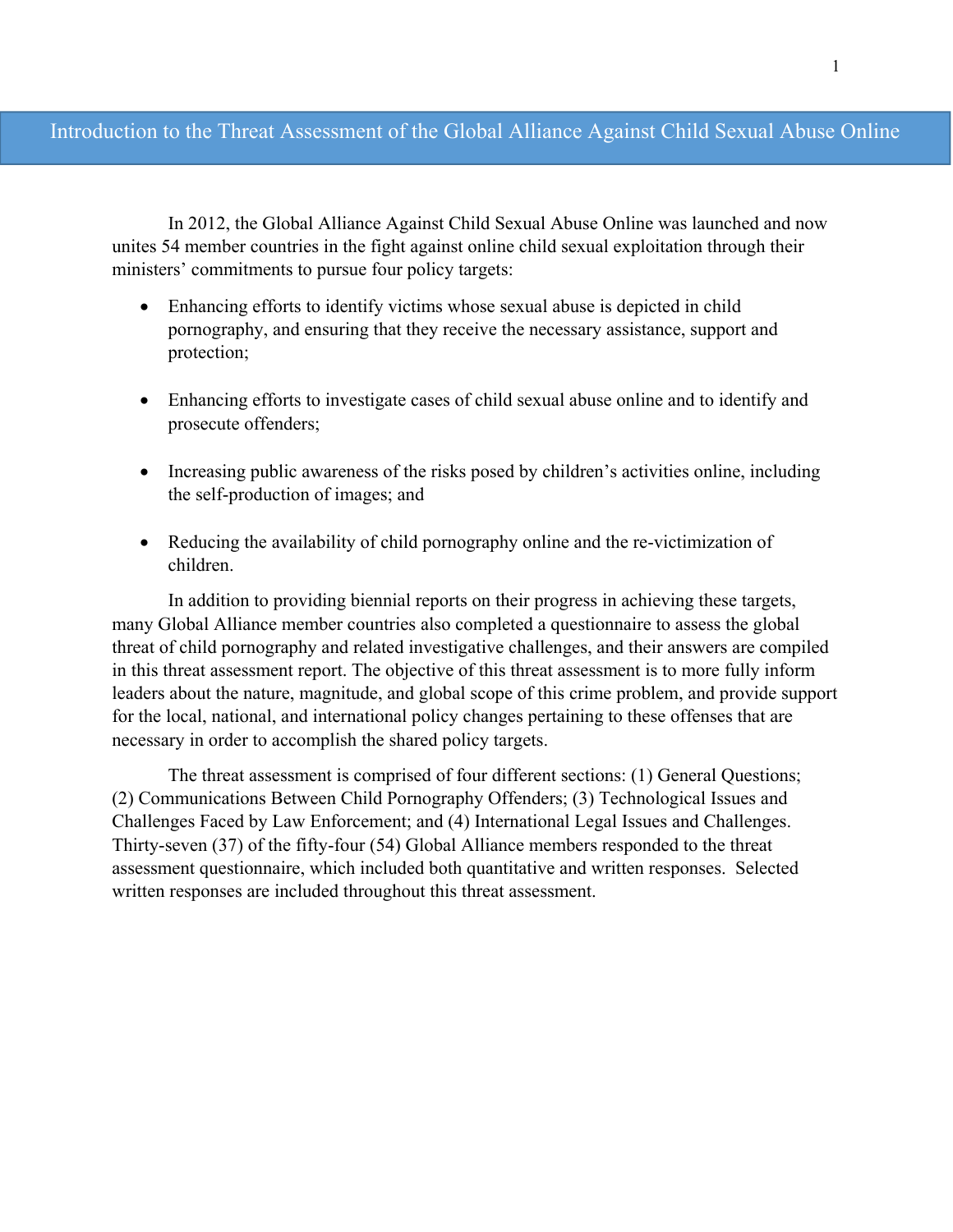# Introduction to the Threat Assessment of the Global Alliance Against Child Sexual Abuse Online

In 2012, the Global Alliance Against Child Sexual Abuse Online was launched and now unites 54 member countries in the fight against online child sexual exploitation through their ministers' commitments to pursue four policy targets:

- Enhancing efforts to identify victims whose sexual abuse is depicted in child pornography, and ensuring that they receive the necessary assistance, support and protection;

- Enhancing efforts to investigate cases of child sexual abuse online and to identify and prosecute offenders;

- Increasing public awareness of the risks posed by children's activities online, including the self-production of images; and

- Reducing the availability of child pornography online and the re-victimization of children.

In addition to providing biennial reports on their progress in achieving these targets, many Global Alliance member countries also completed a questionnaire to assess the global threat of child pornography and related investigative challenges, and their answers are compiled in this threat assessment report. The objective of this threat assessment is to more fully inform leaders about the nature, magnitude, and global scope of this crime problem, and provide support for the local, national, and international policy changes pertaining to these offenses that are necessary in order to accomplish the shared policy targets.

The threat assessment is comprised of four different sections: (1) General Questions; (2) Communications Between Child Pornography Offenders; (3) Technological Issues and Challenges Faced by Law Enforcement; and (4) International Legal Issues and Challenges. Thirty-seven (37) of the fifty-four (54) Global Alliance members responded to the threat assessment questionnaire, which included both quantitative and written responses. Selected written responses are included throughout this threat assessment.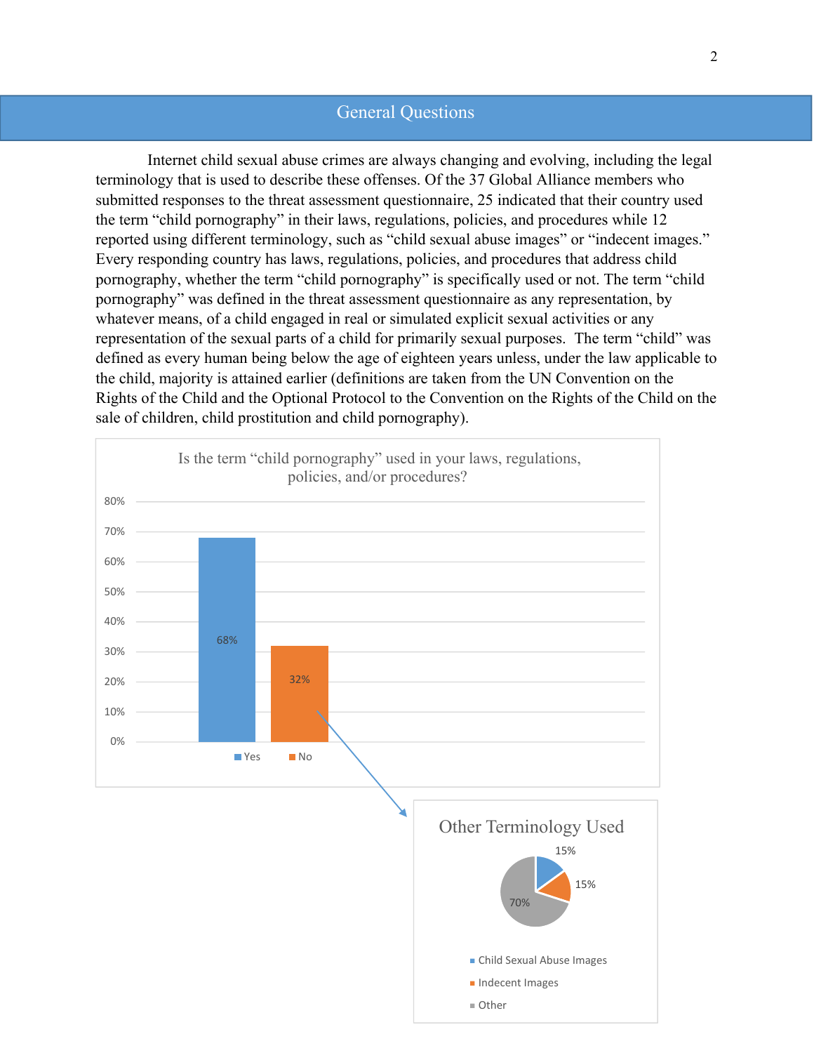## General Questions

Internet child sexual abuse crimes are always changing and evolving, including the legal terminology that is used to describe these offenses. Of the 37 Global Alliance members who submitted responses to the threat assessment questionnaire, 25 indicated that their country used the term "child pornography" in their laws, regulations, policies, and procedures while 12 reported using different terminology, such as "child sexual abuse images" or "indecent images." Every responding country has laws, regulations, policies, and procedures that address child pornography, whether the term "child pornography" is specifically used or not. The term "child pornography" was defined in the threat assessment questionnaire as any representation, by whatever means, of a child engaged in real or simulated explicit sexual activities or any representation of the sexual parts of a child for primarily sexual purposes. The term "child" was defined as every human being below the age of eighteen years unless, under the law applicable to the child, majority is attained earlier (definitions are taken from the UN Convention on the Rights of the Child and the Optional Protocol to the Convention on the Rights of the Child on the sale of children, child prostitution and child pornography).

Is the term "child pornography" used in your laws, regulations, policies, and/or procedures?

| Response | Percentage |
|---|---|
| Yes | 68% |
| No | 32% |

Other Terminology Used

| Terminology | Percentage |
|---|---|
| Child Sexual Abuse Images | 15% |
| Indecent Images | 15% |
| Other | 70% |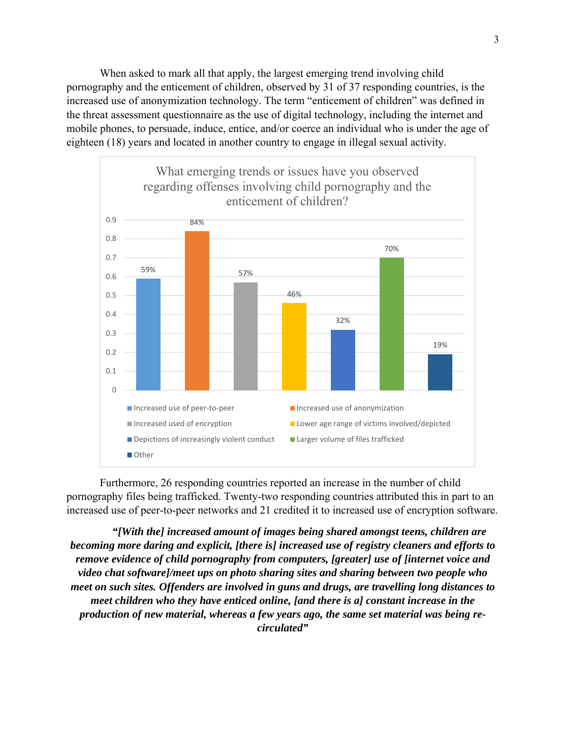When asked to mark all that apply, the largest emerging trend involving child pornography and the enticement of children, observed by 31 of 37 responding countries, is the increased use of anonymization technology. The term "entic­ement of children" was defined in the threat assessment questionnaire as the use of digital technology, including the internet and mobile phones, to persuade, induce, entice, and/or coerce an individual who is under the age of eighteen (18) years and located in another country to engage in illegal sexual activity.

**What emerging trends or issues have you observed regarding offenses involving child pornography and the enticement of children?**

| Trend | Percentage |
|---|---|
| Increased use of peer-to-peer | 59% |
| Increased use of anonymization | 84% |
| Increased used of encryption | 57% |
| Lower age range of victims involved/depicted | 46% |
| Depictions of increasingly violent conduct | 32% |
| Larger volume of files trafficked | 70% |
| Other | 19% |

Furthermore, 26 responding countries reported an increase in the number of child pornography files being trafficked. Twenty-two responding countries attributed this in part to an increased use of peer-to-peer networks and 21 credited it to increased use of encryption software.

***"[With the] increased amount of images being shared amongst teens, children are becoming more daring and explicit, [there is] increased use of registry cleaners and efforts to remove evidence of child pornography from computers, [greater] use of [internet voice and video chat software]/meet ups on photo sharing sites and sharing between two people who meet on such sites. Offenders are involved in guns and drugs, are travelling long distances to meet children who they have enticed online, [and there is a] constant increase in the production of new material, whereas a few years ago, the same set material was being re-circulated"***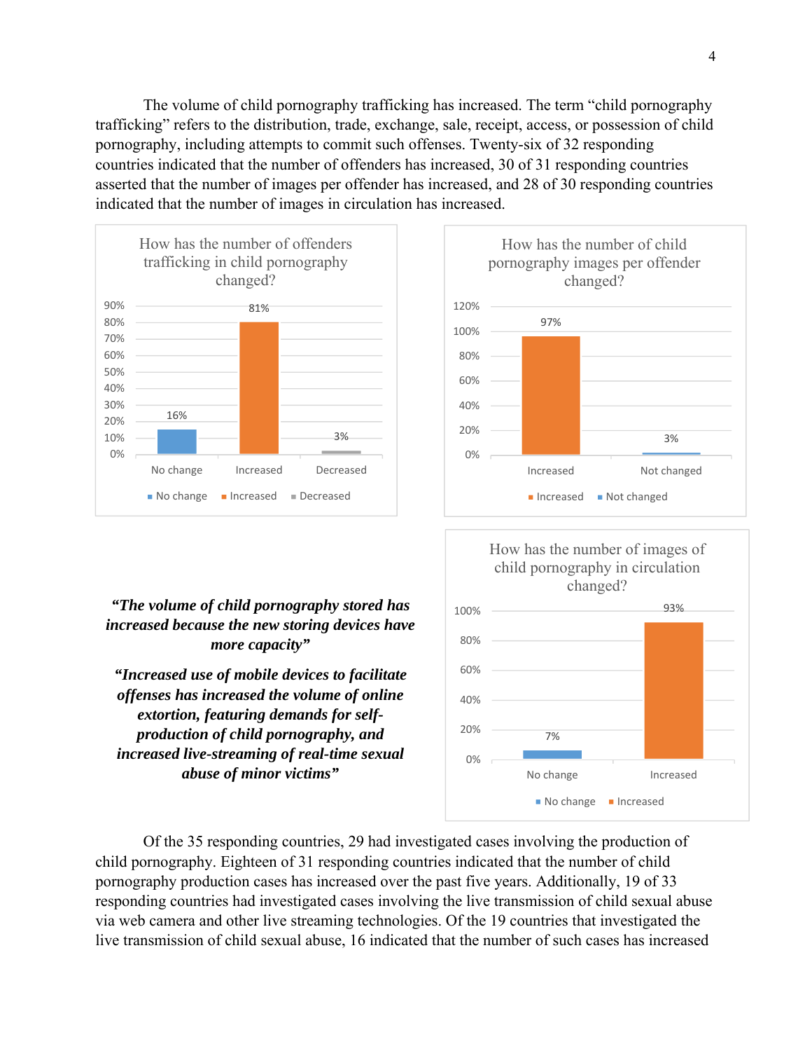The volume of child pornography trafficking has increased. The term "child pornography trafficking" refers to the distribution, trade, exchange, sale, receipt, access, or possession of child pornography, including attempts to commit such offenses. Twenty-six of 32 responding countries indicated that the number of offenders has increased, 30 of 31 responding countries asserted that the number of images per offender has increased, and 28 of 30 responding countries indicated that the number of images in circulation has increased.

**How has the number of offenders trafficking in child pornography changed?**

| No change | Increased | Decreased |
|---|---|---|
| 16% | 81% | 3% |

**How has the number of child pornography images per offender changed?**

| Increased | Not changed |
|---|---|
| 97% | 3% |

**How has the number of images of child pornography in circulation changed?**

| No change | Increased |
|---|---|
| 7% | 93% |

***"The volume of child pornography stored has increased because the new storing devices have more capacity"***

***"Increased use of mobile devices to facilitate offenses has increased the volume of online extortion, featuring demands for self-production of child pornography, and increased live-streaming of real-time sexual abuse of minor victims"***

Of the 35 responding countries, 29 had investigated cases involving the production of child pornography. Eighteen of 31 responding countries indicated that the number of child pornography production cases has increased over the past five years. Additionally, 19 of 33 responding countries had investigated cases involving the live transmission of child sexual abuse via web camera and other live streaming technologies. Of the 19 countries that investigated the live transmission of child sexual abuse, 16 indicated that the number of such cases has increased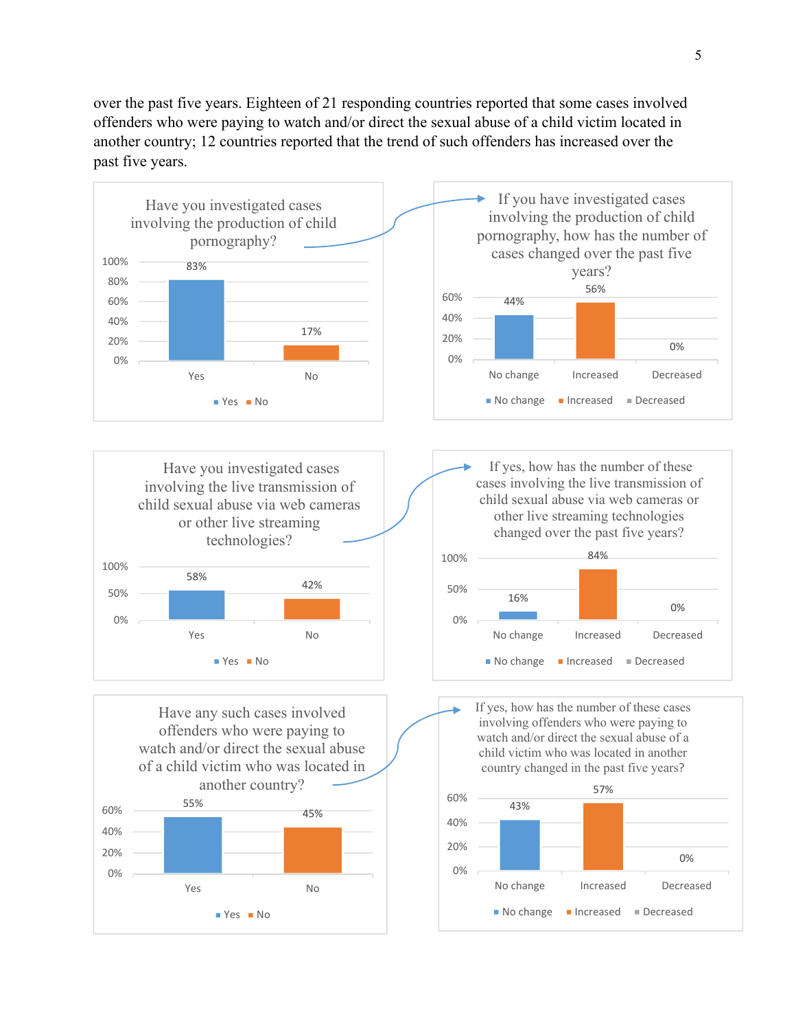over the past five years. Eighteen of 21 responding countries reported that some cases involved offenders who were paying to watch and/or direct the sexual abuse of a child victim located in another country; 12 countries reported that the trend of such offenders has increased over the past five years.

**Have you investigated cases involving the production of child pornography?**

| Yes | No |
| --- | --- |
| 83% | 17% |

**If you have investigated cases involving the production of child pornography, how has the number of cases changed over the past five years?**

| No change | Increased | Decreased |
| --- | --- | --- |
| 44% | 56% | 0% |

**Have you investigated cases involving the live transmission of child sexual abuse via web cameras or other live streaming technologies?**

| Yes | No |
| --- | --- |
| 58% | 42% |

**If yes, how has the number of these cases involving the live transmission of child sexual abuse via web cameras or other live streaming technologies changed over the past five years?**

| No change | Increased | Decreased |
| --- | --- | --- |
| 16% | 84% | 0% |

**Have any such cases involved offenders who were paying to watch and/or direct the sexual abuse of a child victim who was located in another country?**

| Yes | No |
| --- | --- |
| 55% | 45% |

**If yes, how has the number of these cases involving offenders who were paying to watch and/or direct the sexual abuse of a child victim who was located in another country changed in the past five years?**

| No change | Increased | Decreased |
| --- | --- | --- |
| 43% | 57% | 0% |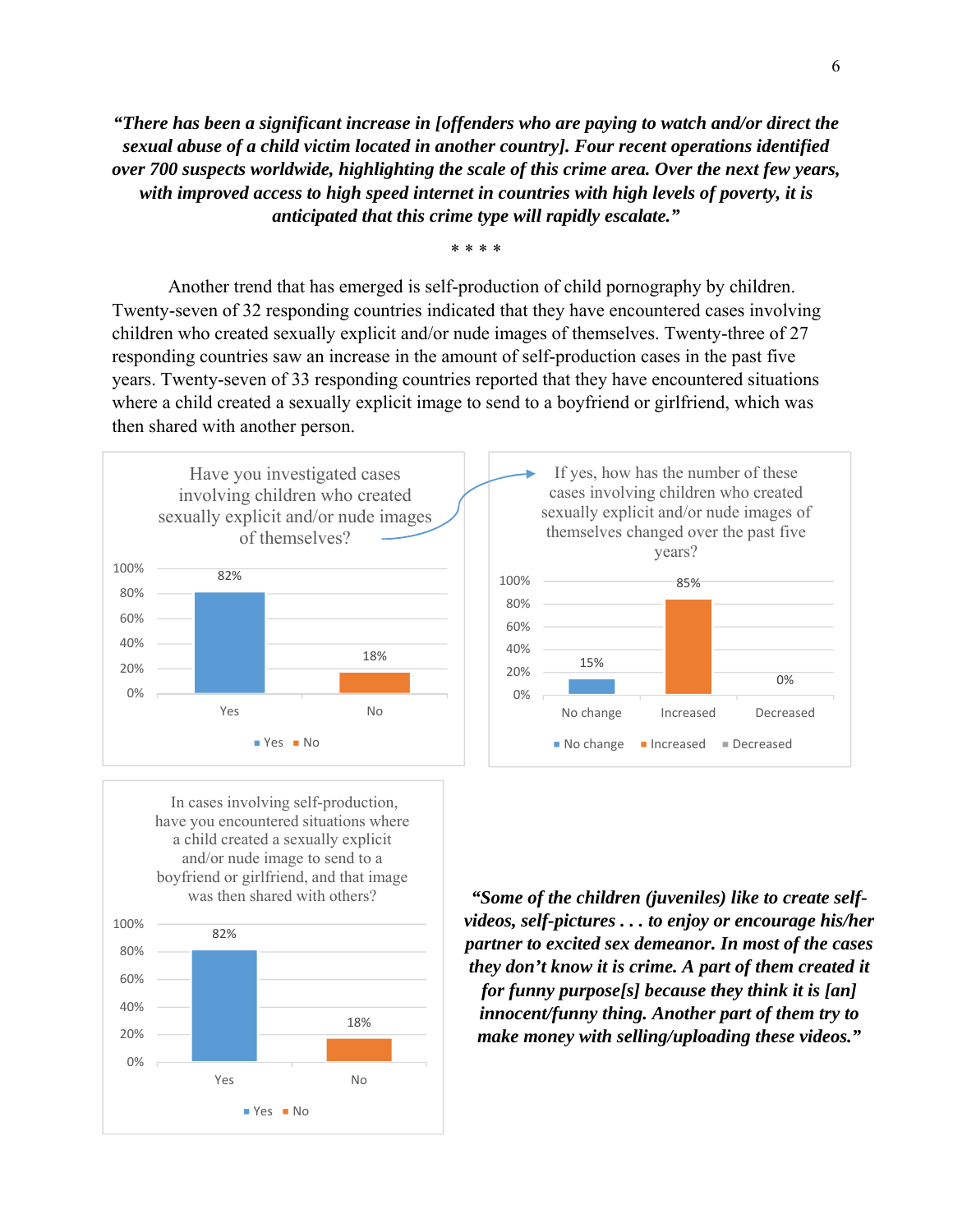***"There has been a significant increase in [offenders who are paying to watch and/or direct the sexual abuse of a child victim located in another country]. Four recent operations identified over 700 suspects worldwide, highlighting the scale of this crime area. Over the next few years, with improved access to high speed internet in countries with high levels of poverty, it is anticipated that this crime type will rapidly escalate."***

\* \* \* \*

Another trend that has emerged is self-production of child pornography by children. Twenty-seven of 32 responding countries indicated that they have encountered cases involving children who created sexually explicit and/or nude images of themselves. Twenty-three of 27 responding countries saw an increase in the amount of self-production cases in the past five years. Twenty-seven of 33 responding countries reported that they have encountered situations where a child created a sexually explicit image to send to a boyfriend or girlfriend, which was then shared with another person.

Have you investigated cases involving children who created sexually explicit and/or nude images of themselves?

| Response | Percentage |
|---|---|
| Yes | 82% |
| No | 18% |

If yes, how has the number of these cases involving children who created sexually explicit and/or nude images of themselves changed over the past five years?

| Response | Percentage |
|---|---|
| No change | 15% |
| Increased | 85% |
| Decreased | 0% |

In cases involving self-production, have you encountered situations where a child created a sexually explicit and/or nude image to send to a boyfriend or girlfriend, and that image was then shared with others?

| Response | Percentage |
|---|---|
| Yes | 82% |
| No | 18% |

***"Some of the children (juveniles) like to create self-videos, self-pictures . . . to enjoy or encourage his/her partner to excited sex demeanor. In most of the cases they don't know it is crime. A part of them created it for funny purpose[s] because they think it is [an] innocent/funny thing. Another part of them try to make money with selling/uploading these videos."***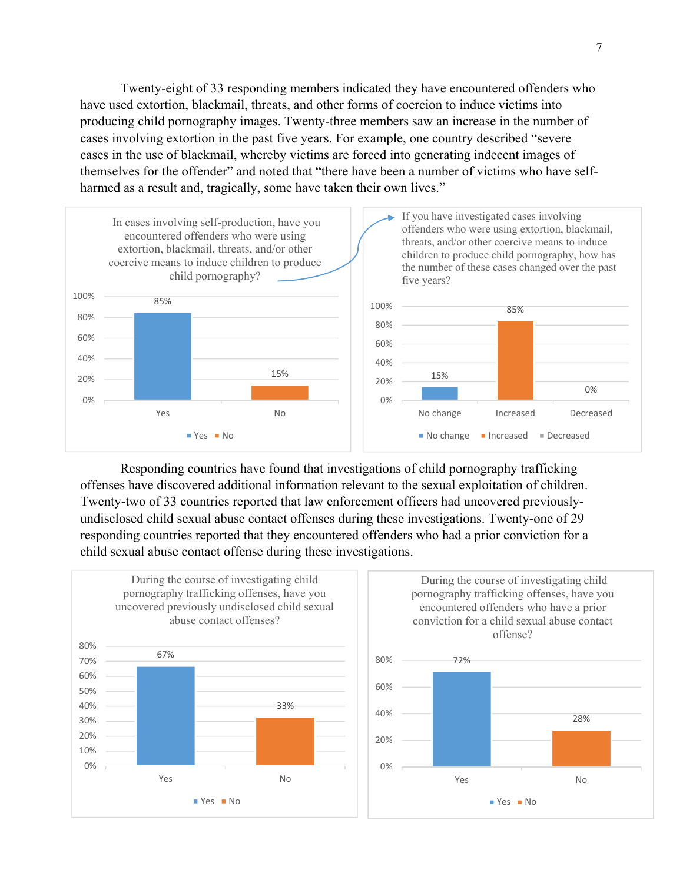Twenty-eight of 33 responding members indicated they have encountered offenders who have used extortion, blackmail, threats, and other forms of coercion to induce victims into producing child pornography images. Twenty-three members saw an increase in the number of cases involving extortion in the past five years. For example, one country described "severe cases in the use of blackmail, whereby victims are forced into generating indecent images of themselves for the offender" and noted that "there have been a number of victims who have self-harmed as a result and, tragically, some have taken their own lives."

In cases involving self-production, have you encountered offenders who were using extortion, blackmail, threats, and/or other coercive means to induce children to produce child pornography?

| Response | Percentage |
| --- | --- |
| Yes | 85% |
| No | 15% |

If you have investigated cases involving offenders who were using extortion, blackmail, threats, and/or other coercive means to induce children to produce child pornography, how has the number of these cases changed over the past five years?

| Response | Percentage |
| --- | --- |
| No change | 15% |
| Increased | 85% |
| Decreased | 0% |

Responding countries have found that investigations of child pornography trafficking offenses have discovered additional information relevant to the sexual exploitation of children. Twenty-two of 33 countries reported that law enforcement officers had uncovered previously-undisclosed child sexual abuse contact offenses during these investigations. Twenty-one of 29 responding countries reported that they encountered offenders who had a prior conviction for a child sexual abuse contact offense during these investigations.

During the course of investigating child pornography trafficking offenses, have you uncovered previously undisclosed child sexual abuse contact offenses?

| Response | Percentage |
| --- | --- |
| Yes | 67% |
| No | 33% |

During the course of investigating child pornography trafficking offenses, have you encountered offenders who have a prior conviction for a child sexual abuse contact offense?

| Response | Percentage |
| --- | --- |
| Yes | 72% |
| No | 28% |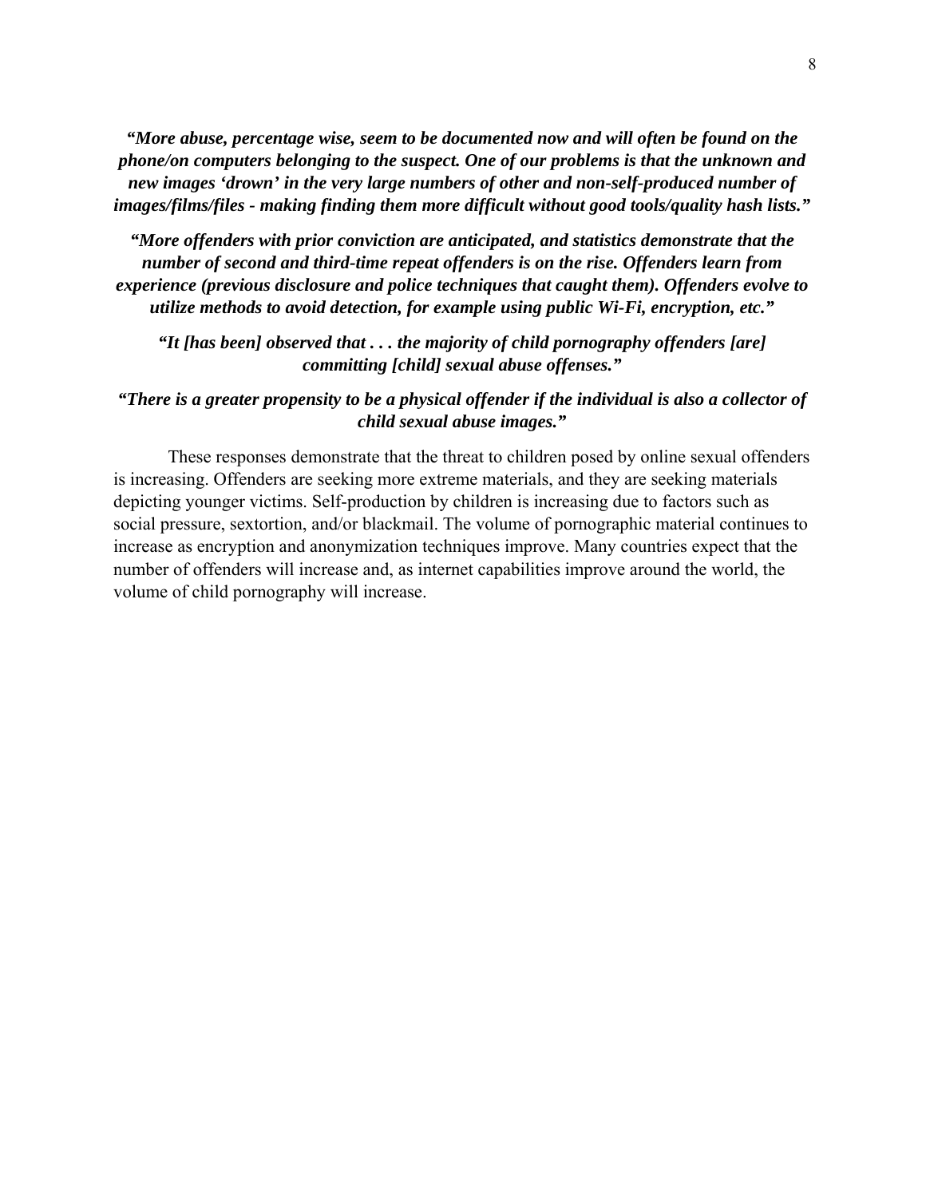***"More abuse, percentage wise, seem to be documented now and will often be found on the phone/on computers belonging to the suspect. One of our problems is that the unknown and new images 'drown' in the very large numbers of other and non-self-produced number of images/films/files - making finding them more difficult without good tools/quality hash lists."***

***"More offenders with prior conviction are anticipated, and statistics demonstrate that the number of second and third-time repeat offenders is on the rise. Offenders learn from experience (previous disclosure and police techniques that caught them). Offenders evolve to utilize methods to avoid detection, for example using public Wi-Fi, encryption, etc."***

***"It [has been] observed that . . . the majority of child pornography offenders [are] committing [child] sexual abuse offenses."***

***"There is a greater propensity to be a physical offender if the individual is also a collector of child sexual abuse images."***

These responses demonstrate that the threat to children posed by online sexual offenders is increasing. Offenders are seeking more extreme materials, and they are seeking materials depicting younger victims. Self-production by children is increasing due to factors such as social pressure, sextortion, and/or blackmail. The volume of pornographic material continues to increase as encryption and anonymization techniques improve. Many countries expect that the number of offenders will increase and, as internet capabilities improve around the world, the volume of child pornography will increase.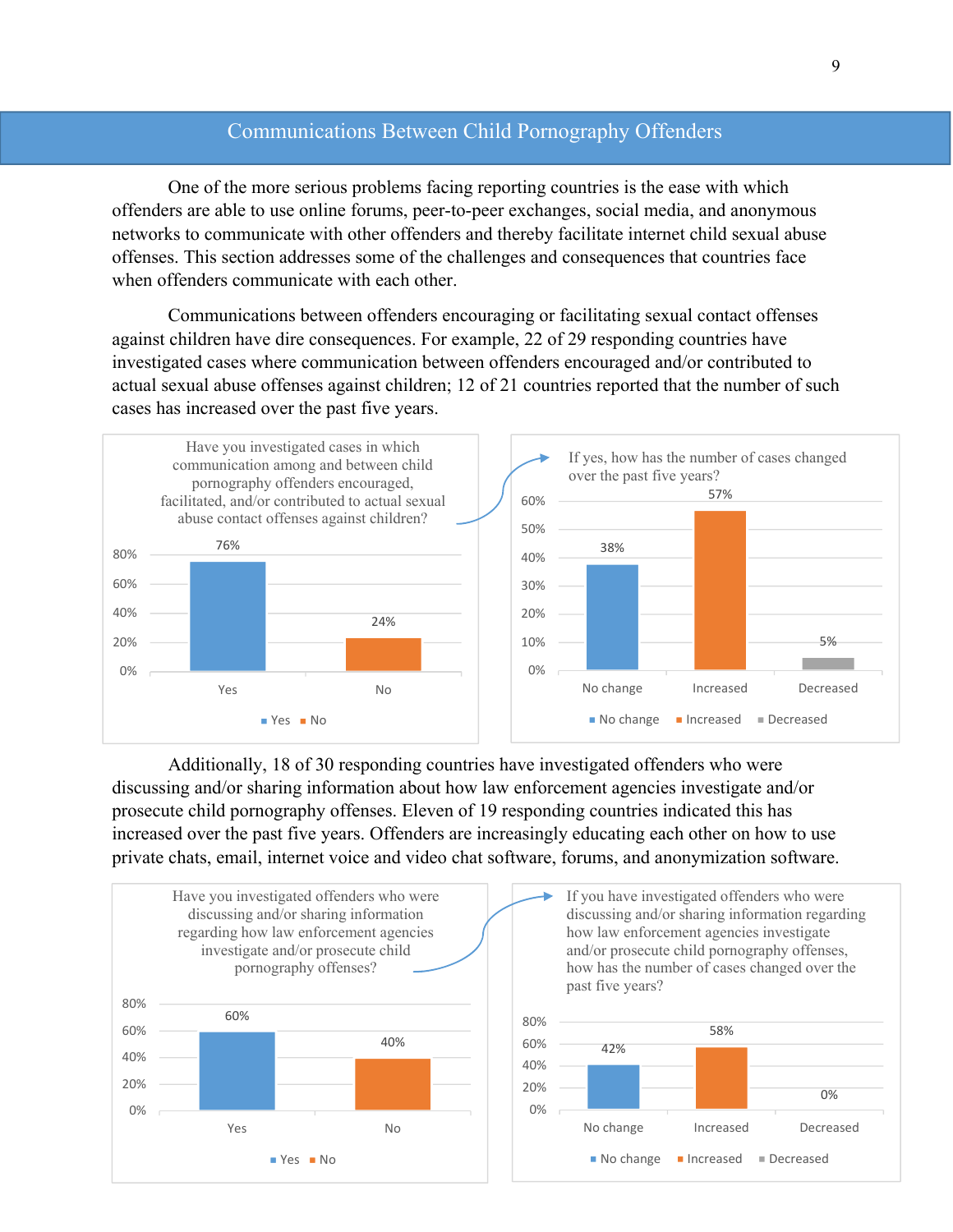## Communications Between Child Pornography Offenders

One of the more serious problems facing reporting countries is the ease with which offenders are able to use online forums, peer-to-peer exchanges, social media, and anonymous networks to communicate with other offenders and thereby facilitate internet child sexual abuse offenses. This section addresses some of the challenges and consequences that countries face when offenders communicate with each other.

Communications between offenders encouraging or facilitating sexual contact offenses against children have dire consequences. For example, 22 of 29 responding countries have investigated cases where communication between offenders encouraged and/or contributed to actual sexual abuse offenses against children; 12 of 21 countries reported that the number of such cases has increased over the past five years.

Have you investigated cases in which communication among and between child pornography offenders encouraged, facilitated, and/or contributed to actual sexual abuse contact offenses against children?

| Response | Percentage |
|---|---|
| Yes | 76% |
| No | 24% |

If yes, how has the number of cases changed over the past five years?

| Response | Percentage |
|---|---|
| No change | 38% |
| Increased | 57% |
| Decreased | 5% |

Additionally, 18 of 30 responding countries have investigated offenders who were discussing and/or sharing information about how law enforcement agencies investigate and/or prosecute child pornography offenses. Eleven of 19 responding countries indicated this has increased over the past five years. Offenders are increasingly educating each other on how to use private chats, email, internet voice and video chat software, forums, and anonymization software.

Have you investigated offenders who were discussing and/or sharing information regarding how law enforcement agencies investigate and/or prosecute child pornography offenses?

| Response | Percentage |
|---|---|
| Yes | 60% |
| No | 40% |

If you have investigated offenders who were discussing and/or sharing information regarding how law enforcement agencies investigate and/or prosecute child pornography offenses, how has the number of cases changed over the past five years?

| Response | Percentage |
|---|---|
| No change | 42% |
| Increased | 58% |
| Decreased | 0% |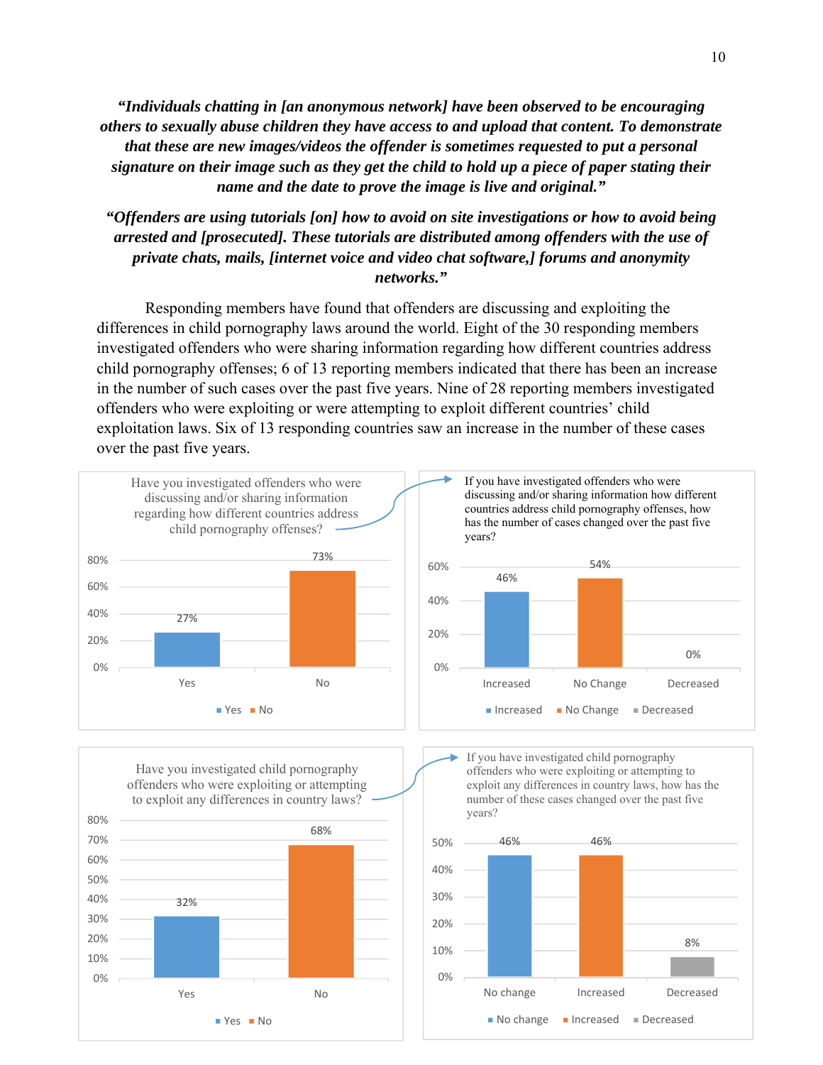***"Individuals chatting in [an anonymous network] have been observed to be encouraging others to sexually abuse children they have access to and upload that content. To demonstrate that these are new images/videos the offender is sometimes requested to put a personal signature on their image such as they get the child to hold up a piece of paper stating their name and the date to prove the image is live and original."***

***"Offenders are using tutorials [on] how to avoid on site investigations or how to avoid being arrested and [prosecuted]. These tutorials are distributed among offenders with the use of private chats, mails, [internet voice and video chat software,] forums and anonymity networks."***

Responding members have found that offenders are discussing and exploiting the differences in child pornography laws around the world. Eight of the 30 responding members investigated offenders who were sharing information regarding how different countries address child pornography offenses; 6 of 13 reporting members indicated that there has been an increase in the number of such cases over the past five years. Nine of 28 reporting members investigated offenders who were exploiting or were attempting to exploit different countries' child exploitation laws. Six of 13 responding countries saw an increase in the number of these cases over the past five years.

Have you investigated offenders who were discussing and/or sharing information regarding how different countries address child pornography offenses?

| Yes | No |
|---|---|
| 27% | 73% |

If you have investigated offenders who were discussing and/or sharing information how different countries address child pornography offenses, how has the number of cases changed over the past five years?

| Increased | No Change | Decreased |
|---|---|---|
| 46% | 54% | 0% |

Have you investigated child pornography offenders who were exploiting or attempting to exploit any differences in country laws?

| Yes | No |
|---|---|
| 32% | 68% |

If you have investigated child pornography offenders who were exploiting or attempting to exploit any differences in country laws, how has the number of these cases changed over the past five years?

| No change | Increased | Decreased |
|---|---|---|
| 46% | 46% | 8% |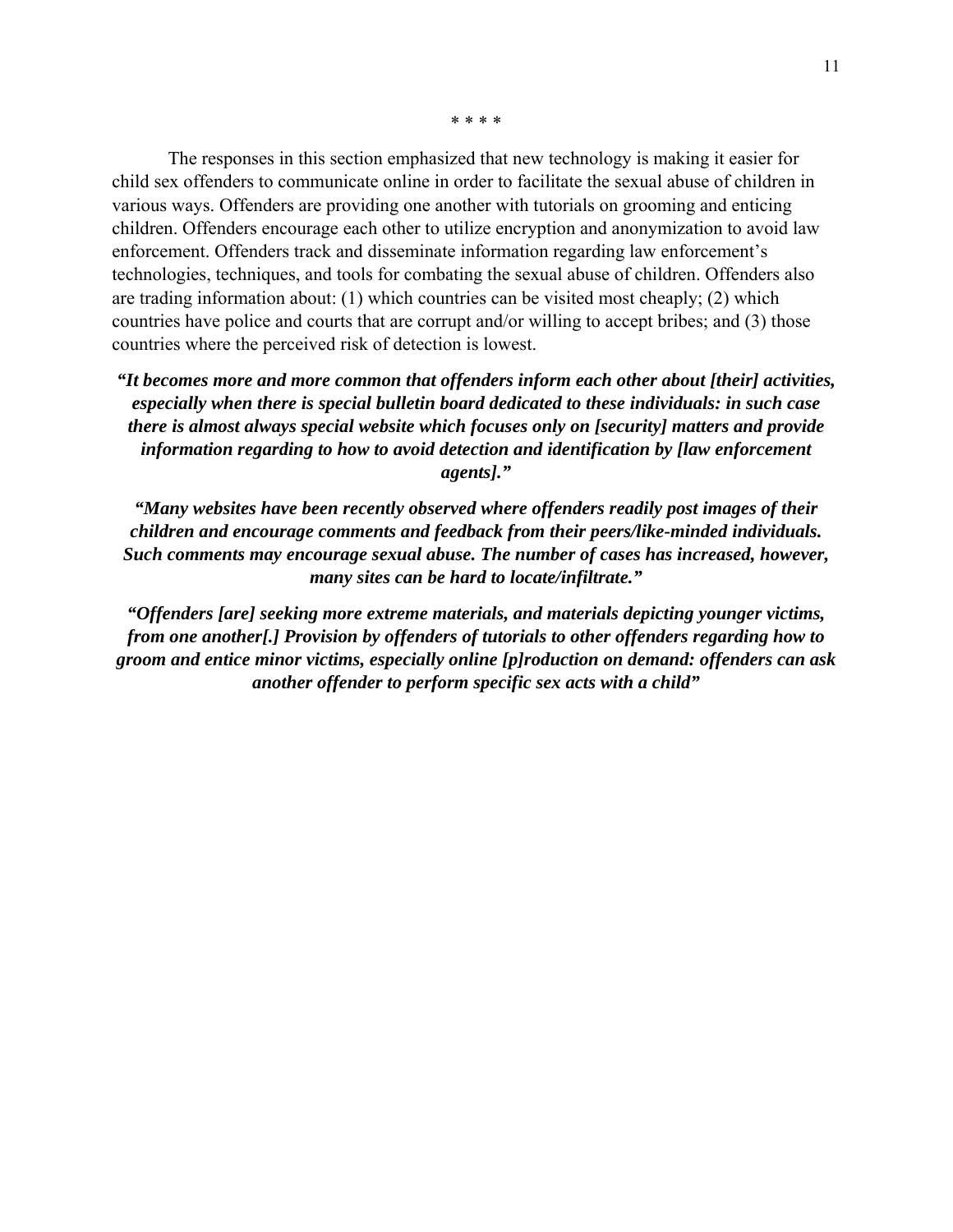\* \* \* \*

The responses in this section emphasized that new technology is making it easier for child sex offenders to communicate online in order to facilitate the sexual abuse of children in various ways. Offenders are providing one another with tutorials on grooming and enticing children. Offenders encourage each other to utilize encryption and anonymization to avoid law enforcement. Offenders track and disseminate information regarding law enforcement's technologies, techniques, and tools for combating the sexual abuse of children. Offenders also are trading information about: (1) which countries can be visited most cheaply; (2) which countries have police and courts that are corrupt and/or willing to accept bribes; and (3) those countries where the perceived risk of detection is lowest.

***"It becomes more and more common that offenders inform each other about [their] activities, especially when there is special bulletin board dedicated to these individuals: in such case there is almost always special website which focuses only on [security] matters and provide information regarding to how to avoid detection and identification by [law enforcement agents]."***

***"Many websites have been recently observed where offenders readily post images of their children and encourage comments and feedback from their peers/like-minded individuals. Such comments may encourage sexual abuse. The number of cases has increased, however, many sites can be hard to locate/infiltrate."***

***"Offenders [are] seeking more extreme materials, and materials depicting younger victims, from one another[.] Provision by offenders of tutorials to other offenders regarding how to groom and entice minor victims, especially online [p]roduction on demand: offenders can ask another offender to perform specific sex acts with a child"***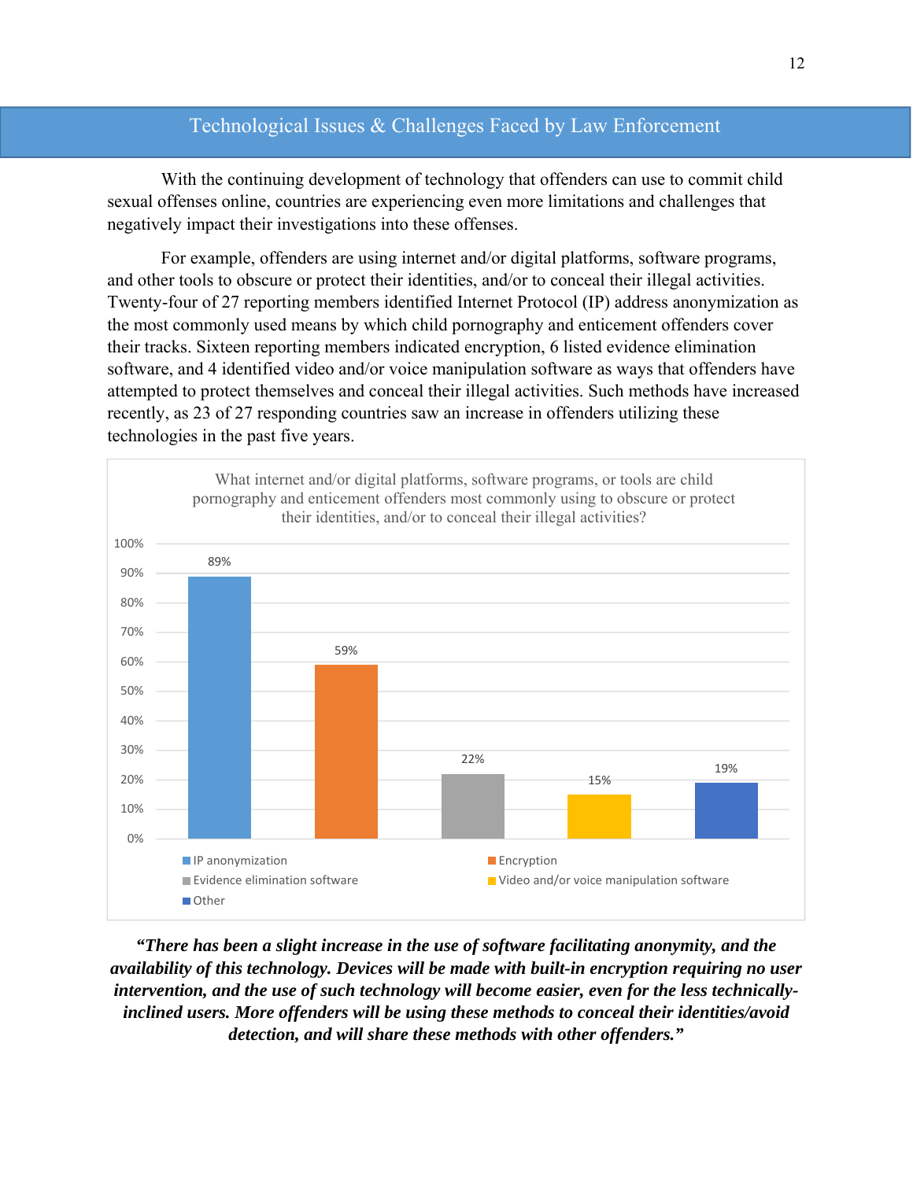## Technological Issues & Challenges Faced by Law Enforcement

With the continuing development of technology that offenders can use to commit child sexual offenses online, countries are experiencing even more limitations and challenges that negatively impact their investigations into these offenses.

For example, offenders are using internet and/or digital platforms, software programs, and other tools to obscure or protect their identities, and/or to conceal their illegal activities. Twenty-four of 27 reporting members identified Internet Protocol (IP) address anonymization as the most commonly used means by which child pornography and enticement offenders cover their tracks. Sixteen reporting members indicated encryption, 6 listed evidence elimination software, and 4 identified video and/or voice manipulation software as ways that offenders have attempted to protect themselves and conceal their illegal activities. Such methods have increased recently, as 23 of 27 responding countries saw an increase in offenders utilizing these technologies in the past five years.

What internet and/or digital platforms, software programs, or tools are child pornography and enticement offenders most commonly using to obscure or protect their identities, and/or to conceal their illegal activities?

| Method | Percentage |
|---|---|
| IP anonymization | 89% |
| Encryption | 59% |
| Evidence elimination software | 22% |
| Video and/or voice manipulation software | 15% |
| Other | 19% |

***"There has been a slight increase in the use of software facilitating anonymity, and the availability of this technology. Devices will be made with built-in encryption requiring no user intervention, and the use of such technology will become easier, even for the less technically-inclined users. More offenders will be using these methods to conceal their identities/avoid detection, and will share these methods with other offenders."***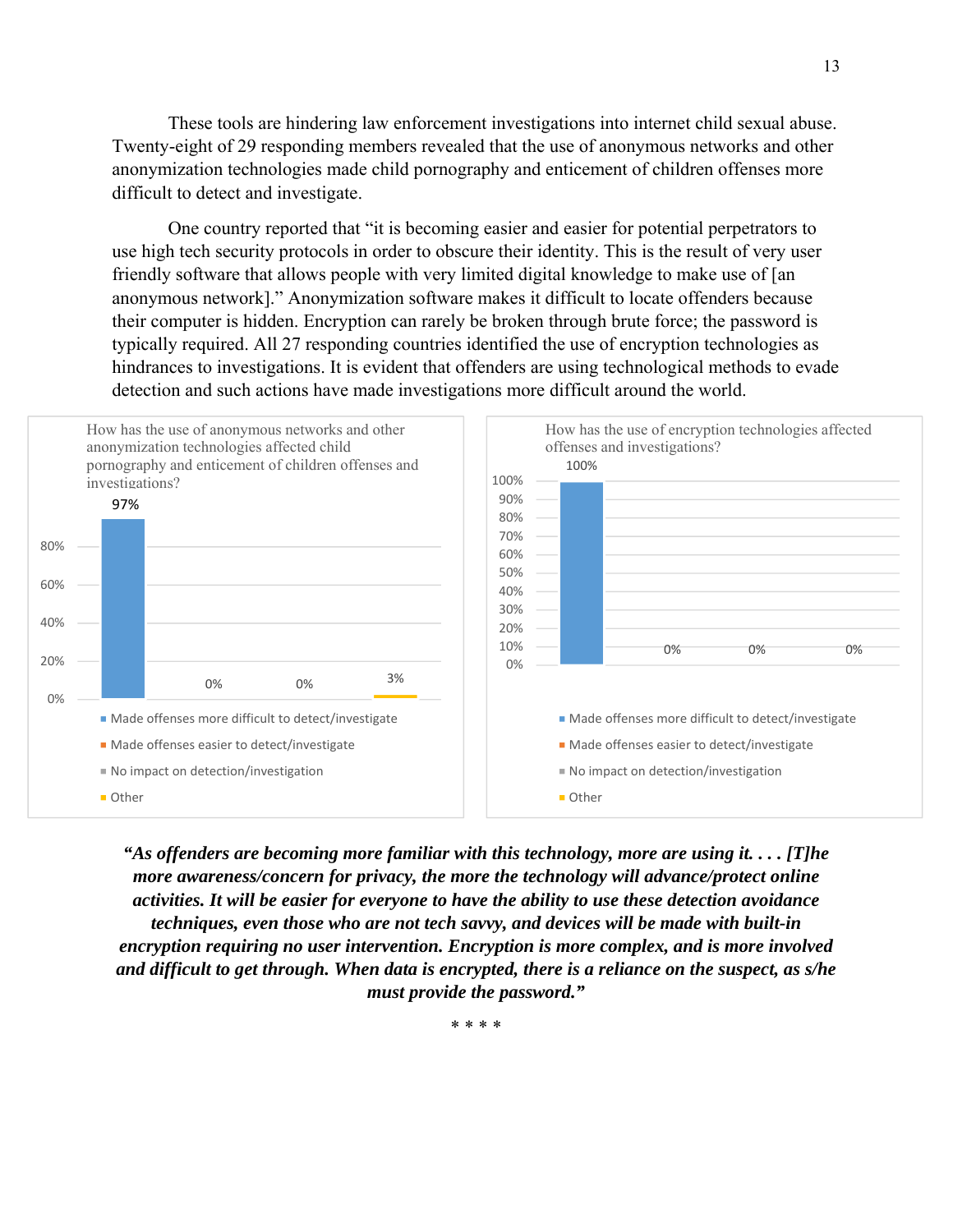These tools are hindering law enforcement investigations into internet child sexual abuse. Twenty-eight of 29 responding members revealed that the use of anonymous networks and other anonymization technologies made child pornography and enticement of children offenses more difficult to detect and investigate.

One country reported that "it is becoming easier and easier for potential perpetrators to use high tech security protocols in order to obscure their identity. This is the result of very user friendly software that allows people with very limited digital knowledge to make use of [an anonymous network]." Anonymization software makes it difficult to locate offenders because their computer is hidden. Encryption can rarely be broken through brute force; the password is typically required. All 27 responding countries identified the use of encryption technologies as hindrances to investigations. It is evident that offenders are using technological methods to evade detection and such actions have made investigations more difficult around the world.

How has the use of anonymous networks and other anonymization technologies affected child pornography and enticement of children offenses and investigations?

| Response | Percentage |
|---|---|
| Made offenses more difficult to detect/investigate | 97% |
| Made offenses easier to detect/investigate | 0% |
| No impact on detection/investigation | 0% |
| Other | 3% |

How has the use of encryption technologies affected offenses and investigations?

| Response | Percentage |
|---|---|
| Made offenses more difficult to detect/investigate | 100% |
| Made offenses easier to detect/investigate | 0% |
| No impact on detection/investigation | 0% |
| Other | 0% |

***"As offenders are becoming more familiar with this technology, more are using it. . . . [T]he more awareness/concern for privacy, the more the technology will advance/protect online activities. It will be easier for everyone to have the ability to use these detection avoidance techniques, even those who are not tech savvy, and devices will be made with built-in encryption requiring no user intervention. Encryption is more complex, and is more involved and difficult to get through. When data is encrypted, there is a reliance on the suspect, as s/he must provide the password."***

\* \* \* \*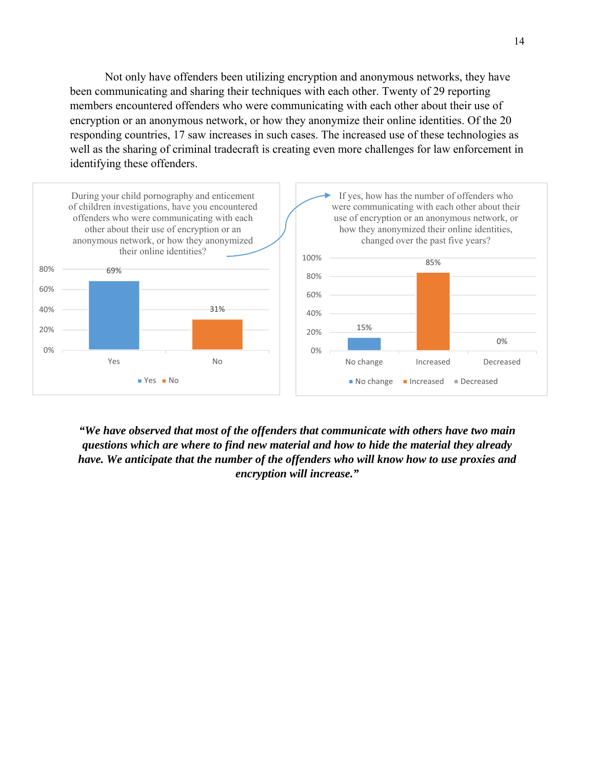Not only have offenders been utilizing encryption and anonymous networks, they have been communicating and sharing their techniques with each other. Twenty of 29 reporting members encountered offenders who were communicating with each other about their use of encryption or an anonymous network, or how they anonymize their online identities. Of the 20 responding countries, 17 saw increases in such cases. The increased use of these technologies as well as the sharing of criminal tradecraft is creating even more challenges for law enforcement in identifying these offenders.

During your child pornography and enticement of children investigations, have you encountered offenders who were communicating with each other about their use of encryption or an anonymous network, or how they anonymized their online identities?

| Response | Percentage |
|---|---|
| Yes | 69% |
| No | 31% |

If yes, how has the number of offenders who were communicating with each other about their use of encryption or an anonymous network, or how they anonymized their online identities, changed over the past five years?

| Response | Percentage |
|---|---|
| No change | 15% |
| Increased | 85% |
| Decreased | 0% |

***"We have observed that most of the offenders that communicate with others have two main questions which are where to find new material and how to hide the material they already have. We anticipate that the number of the offenders who will know how to use proxies and encryption will increase."***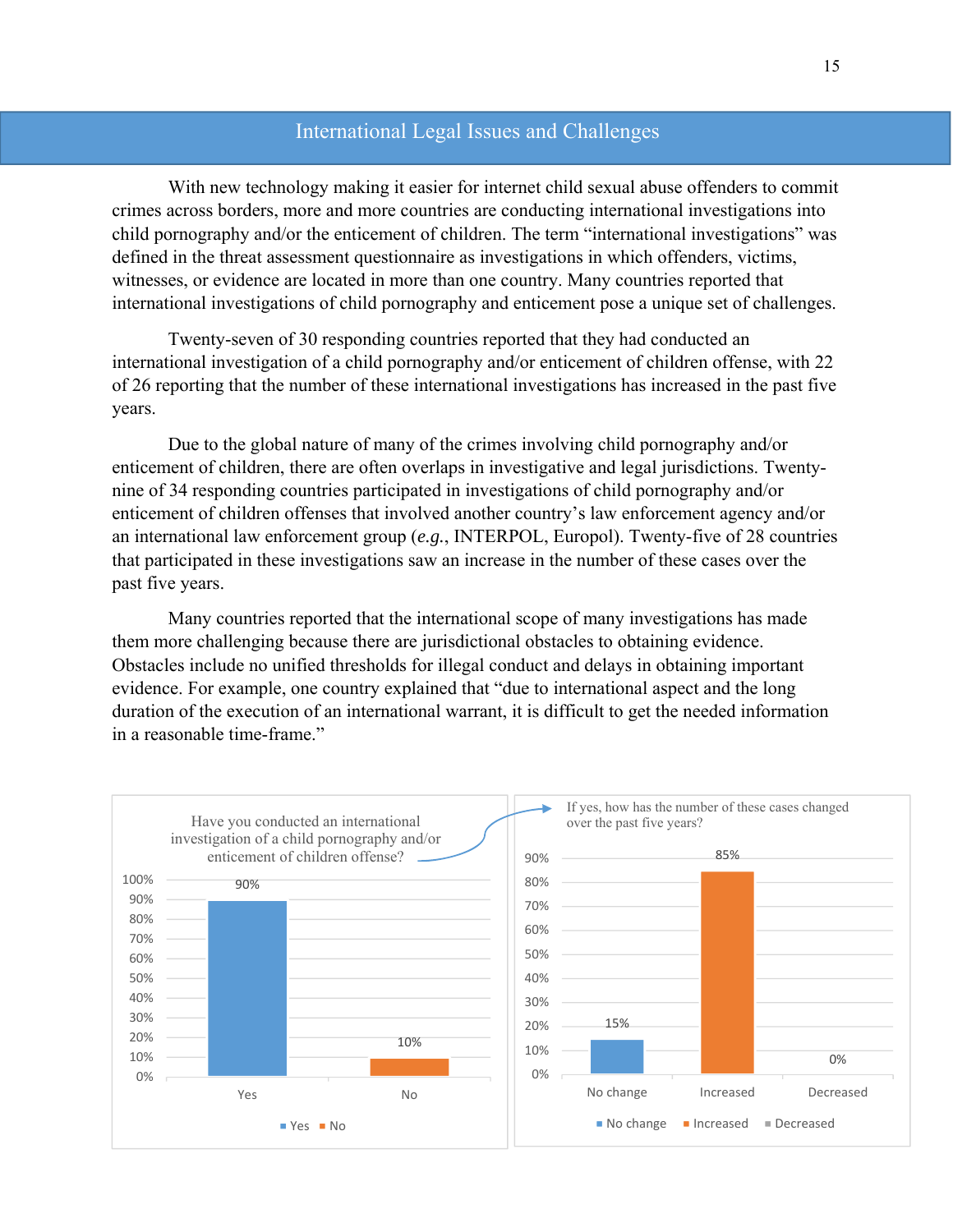## International Legal Issues and Challenges

With new technology making it easier for internet child sexual abuse offenders to commit crimes across borders, more and more countries are conducting international investigations into child pornography and/or the enticement of children. The term "international investigations" was defined in the threat assessment questionnaire as investigations in which offenders, victims, witnesses, or evidence are located in more than one country. Many countries reported that international investigations of child pornography and enticement pose a unique set of challenges.

Twenty-seven of 30 responding countries reported that they had conducted an international investigation of a child pornography and/or enticement of children offense, with 22 of 26 reporting that the number of these international investigations has increased in the past five years.

Due to the global nature of many of the crimes involving child pornography and/or enticement of children, there are often overlaps in investigative and legal jurisdictions. Twenty-nine of 34 responding countries participated in investigations of child pornography and/or enticement of children offenses that involved another country's law enforcement agency and/or an international law enforcement group (*e.g.*, INTERPOL, Europol). Twenty-five of 28 countries that participated in these investigations saw an increase in the number of these cases over the past five years.

Many countries reported that the international scope of many investigations has made them more challenging because there are jurisdictional obstacles to obtaining evidence. Obstacles include no unified thresholds for illegal conduct and delays in obtaining important evidence. For example, one country explained that "due to international aspect and the long duration of the execution of an international warrant, it is difficult to get the needed information in a reasonable time-frame."

Have you conducted an international investigation of a child pornography and/or enticement of children offense?

| Response | Percentage |
|---|---|
| Yes | 90% |
| No | 10% |

If yes, how has the number of these cases changed over the past five years?

| Response | Percentage |
|---|---|
| No change | 15% |
| Increased | 85% |
| Decreased | 0% |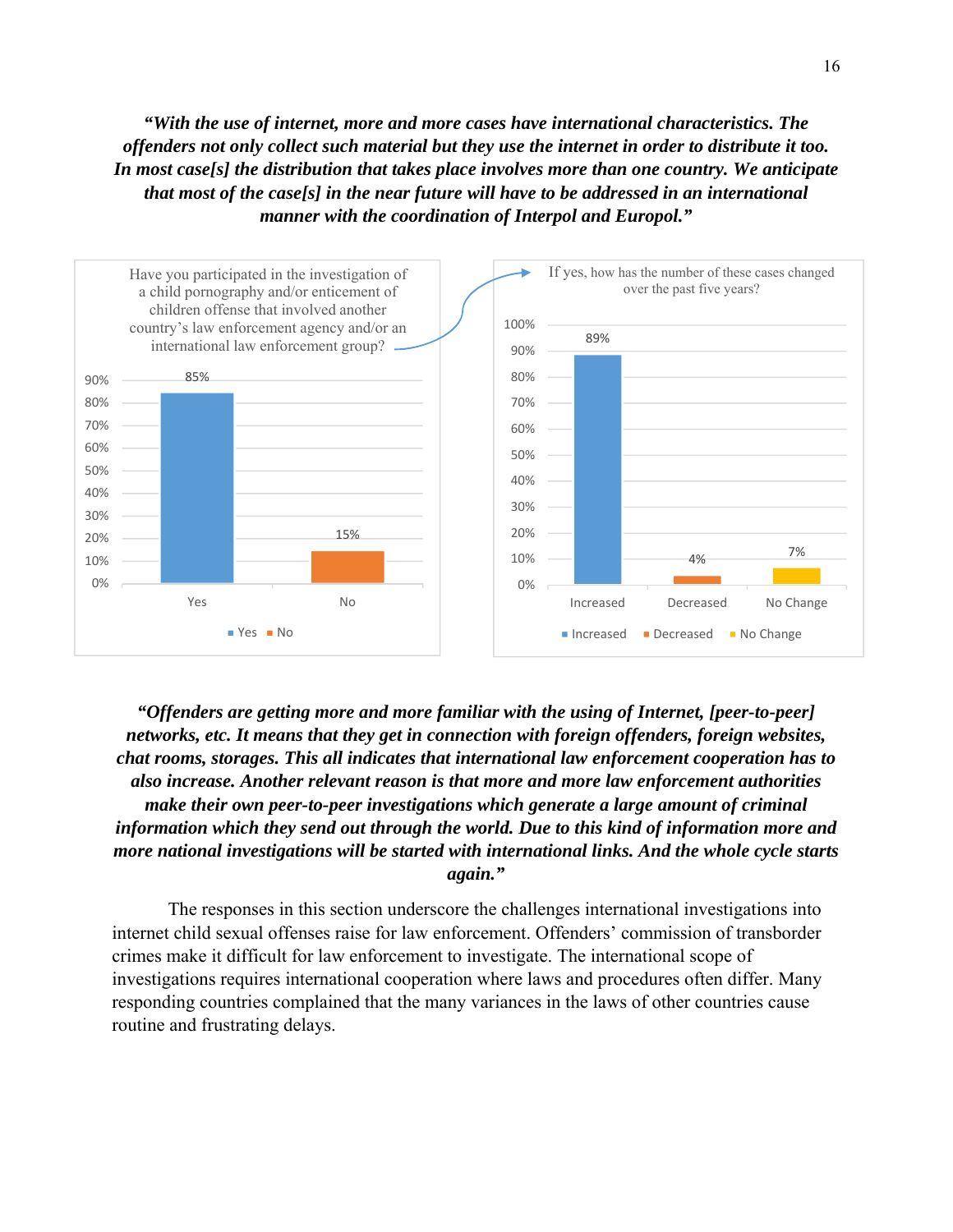***"With the use of internet, more and more cases have international characteristics. The offenders not only collect such material but they use the internet in order to distribute it too. In most case[s] the distribution that takes place involves more than one country. We anticipate that most of the case[s] in the near future will have to be addressed in an international manner with the coordination of Interpol and Europol."***

Have you participated in the investigation of a child pornography and/or enticement of children offense that involved another country's law enforcement agency and/or an international law enforcement group?

| Response | Percentage |
|---|---|
| Yes | 85% |
| No | 15% |

If yes, how has the number of these cases changed over the past five years?

| Response | Percentage |
|---|---|
| Increased | 89% |
| Decreased | 4% |
| No Change | 7% |

***"Offenders are getting more and more familiar with the using of Internet, [peer-to-peer] networks, etc. It means that they get in connection with foreign offenders, foreign websites, chat rooms, storages. This all indicates that international law enforcement cooperation has to also increase. Another relevant reason is that more and more law enforcement authorities make their own peer-to-peer investigations which generate a large amount of criminal information which they send out through the world. Due to this kind of information more and more national investigations will be started with international links. And the whole cycle starts again."***

The responses in this section underscore the challenges international investigations into internet child sexual offenses raise for law enforcement. Offenders' commission of transborder crimes make it difficult for law enforcement to investigate. The international scope of investigations requires international cooperation where laws and procedures often differ. Many responding countries complained that the many variances in the laws of other countries cause routine and frustrating delays.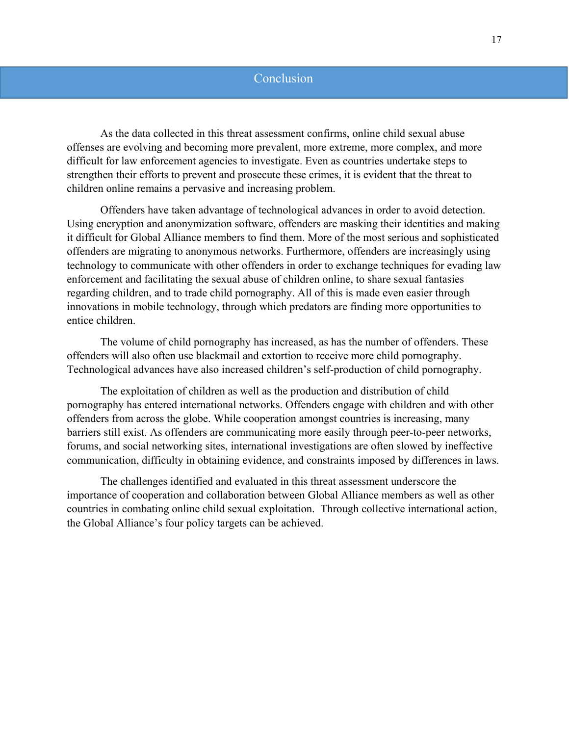# Conclusion

As the data collected in this threat assessment confirms, online child sexual abuse offenses are evolving and becoming more prevalent, more extreme, more complex, and more difficult for law enforcement agencies to investigate. Even as countries undertake steps to strengthen their efforts to prevent and prosecute these crimes, it is evident that the threat to children online remains a pervasive and increasing problem.

Offenders have taken advantage of technological advances in order to avoid detection. Using encryption and anonymization software, offenders are masking their identities and making it difficult for Global Alliance members to find them. More of the most serious and sophisticated offenders are migrating to anonymous networks. Furthermore, offenders are increasingly using technology to communicate with other offenders in order to exchange techniques for evading law enforcement and facilitating the sexual abuse of children online, to share sexual fantasies regarding children, and to trade child pornography. All of this is made even easier through innovations in mobile technology, through which predators are finding more opportunities to entice children.

The volume of child pornography has increased, as has the number of offenders. These offenders will also often use blackmail and extortion to receive more child pornography. Technological advances have also increased children's self-production of child pornography.

The exploitation of children as well as the production and distribution of child pornography has entered international networks. Offenders engage with children and with other offenders from across the globe. While cooperation amongst countries is increasing, many barriers still exist. As offenders are communicating more easily through peer-to-peer networks, forums, and social networking sites, international investigations are often slowed by ineffective communication, difficulty in obtaining evidence, and constraints imposed by differences in laws.

The challenges identified and evaluated in this threat assessment underscore the importance of cooperation and collaboration between Global Alliance members as well as other countries in combating online child sexual exploitation. Through collective international action, the Global Alliance's four policy targets can be achieved.